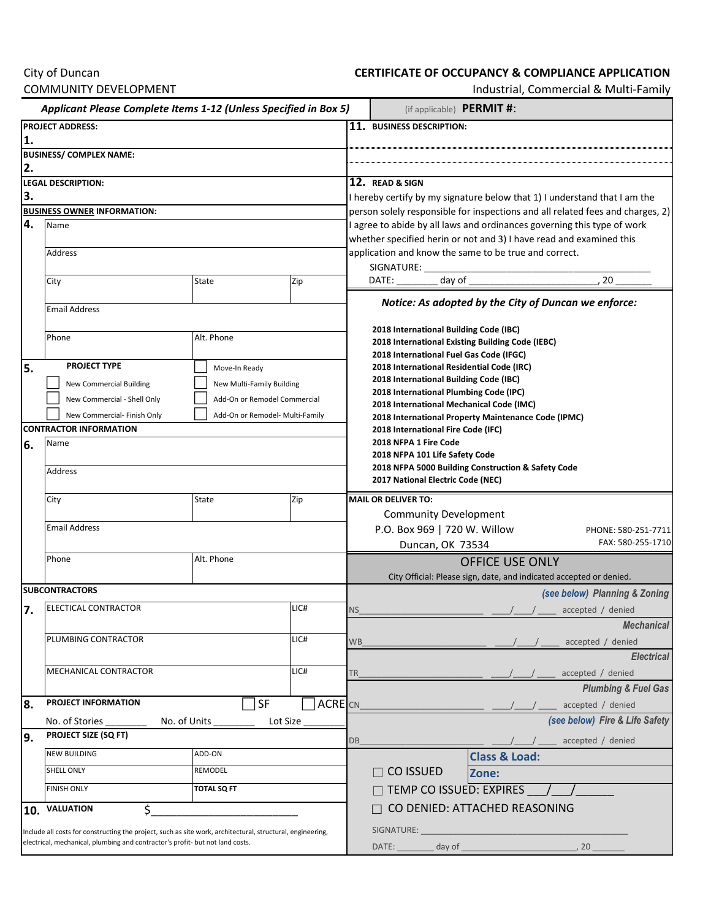City of Duncan
COMMUNITY DEVELOPMENT

# CERTIFICATE OF OCCUPANCY & COMPLIANCE APPLICATION

Industrial, Commercial & Multi-Family

***Applicant Please Complete Items 1-12 (Unless Specified in Box 5)***

(if applicable) **PERMIT #:**

**1. PROJECT ADDRESS:**

**2. BUSINESS/ COMPLEX NAME:**

**3. LEGAL DESCRIPTION:**

**4. BUSINESS OWNER INFORMATION:**

| Name | | |
|---|---|---|
| Address | | |
| City | State | Zip |
| Email Address | | |
| Phone | Alt. Phone | |

**5. PROJECT TYPE**

- ☐ New Commercial Building
- ☐ New Commercial - Shell Only
- ☐ New Commercial- Finish Only
- ☐ Move-In Ready
- ☐ New Multi-Family Building
- ☐ Add-On or Remodel Commercial
- ☐ Add-On or Remodel- Multi-Family

**6. CONTRACTOR INFORMATION**

| Name | | |
|---|---|---|
| Address | | |
| City | State | Zip |
| Email Address | | |
| Phone | Alt. Phone | |

**7. SUBCONTRACTORS**

| | |
|---|---|
| ELECTICAL CONTRACTOR | LIC# |
| PLUMBING CONTRACTOR | LIC# |
| MECHANICAL CONTRACTOR | LIC# |

**8. PROJECT INFORMATION** ☐ SF ☐ ACRE

No. of Stories ________ No. of Units ________ Lot Size ________

**9. PROJECT SIZE (SQ FT)**

| | |
|---|---|
| NEW BUILDING | ADD-ON |
| SHELL ONLY | REMODEL |
| FINISH ONLY | **TOTAL SQ FT** |

**10. VALUATION** $________________________

Include all costs for constructing the project, such as site work, architectural, structural, engineering, electrical, mechanical, plumbing and contractor's profit- but not land costs.

**11. BUSINESS DESCRIPTION:**

**12. READ & SIGN**

I hereby certify by my signature below that 1) I understand that I am the person solely responsible for inspections and all related fees and charges, 2) I agree to abide by all laws and ordinances governing this type of work whether specified herein or not and 3) I have read and examined this application and know the same to be true and correct.

SIGNATURE: ________________________________________

DATE: ________ day of ________________________, 20 _______

***Notice: As adopted by the City of Duncan we enforce:***

**2018 International Building Code (IBC)**
**2018 International Existing Building Code (IEBC)**
**2018 International Fuel Gas Code (IFGC)**
**2018 International Residential Code (IRC)**
**2018 International Building Code (IBC)**
**2018 International Plumbing Code (IPC)**
**2018 International Mechanical Code (IMC)**
**2018 International Property Maintenance Code (IPMC)**
**2018 International Fire Code (IFC)**
**2018 NFPA 1 Fire Code**
**2018 NFPA 101 Life Safety Code**
**2018 NFPA 5000 Building Construction & Safety Code**
**2017 National Electric Code (NEC)**

**MAIL OR DELIVER TO:**

Community Development
P.O. Box 969 | 720 W. Willow
Duncan, OK 73534

PHONE: 580-251-7711
FAX: 580-255-1710

## OFFICE USE ONLY

City Official: Please sign, date, and indicated accepted or denied.

***(see below) Planning & Zoning***
NS________________________ ___/___/ ____ accepted / denied

***Mechanical***
WB________________________ ___/___/ ____ accepted / denied

***Electrical***
TR________________________ ___/___/ ____ accepted / denied

***Plumbing & Fuel Gas***
CN________________________ ___/___/ ____ accepted / denied

***(see below) Fire & Life Safety***
DB________________________ ___/___/ ____ accepted / denied

**Class & Load:**

☐ CO ISSUED **Zone:**

☐ TEMP CO ISSUED: EXPIRES ___/___/______

☐ CO DENIED: ATTACHED REASONING

SIGNATURE: ________________________________________

DATE: ________ day of ________________________, 20 _______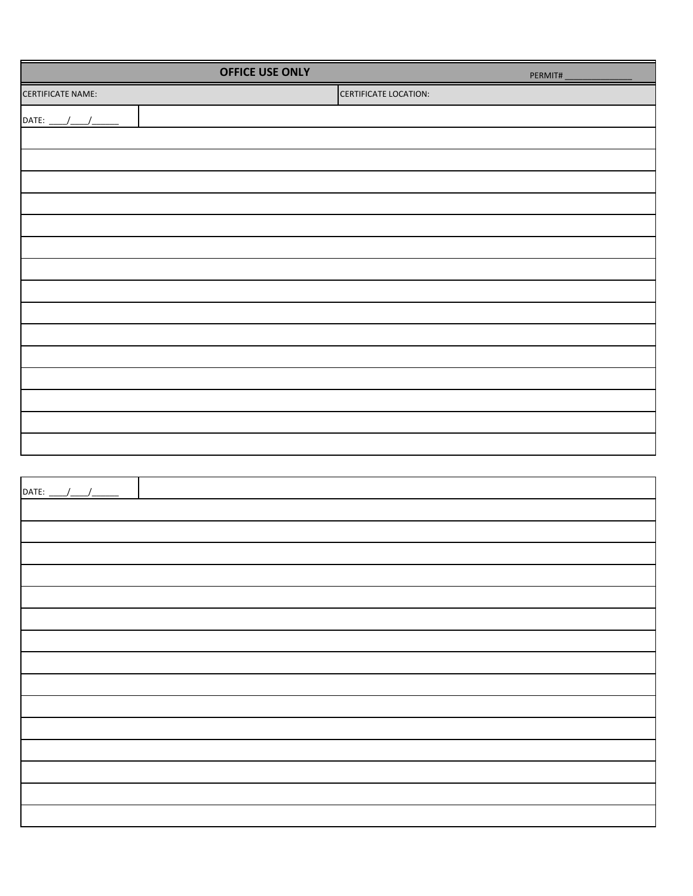| OFFICE USE ONLY | PERMIT# _______________ |
|---|---|
| CERTIFICATE NAME: | CERTIFICATE LOCATION: |

| DATE: ____/____/______ | |
|---|---|
| | |
| | |
| | |
| | |
| | |
| | |
| | |
| | |
| | |
| | |
| | |
| | |
| | |
| | |
| | |

| DATE: ____/____/______ | |
|---|---|
| | |
| | |
| | |
| | |
| | |
| | |
| | |
| | |
| | |
| | |
| | |
| | |
| | |
| | |
| | |